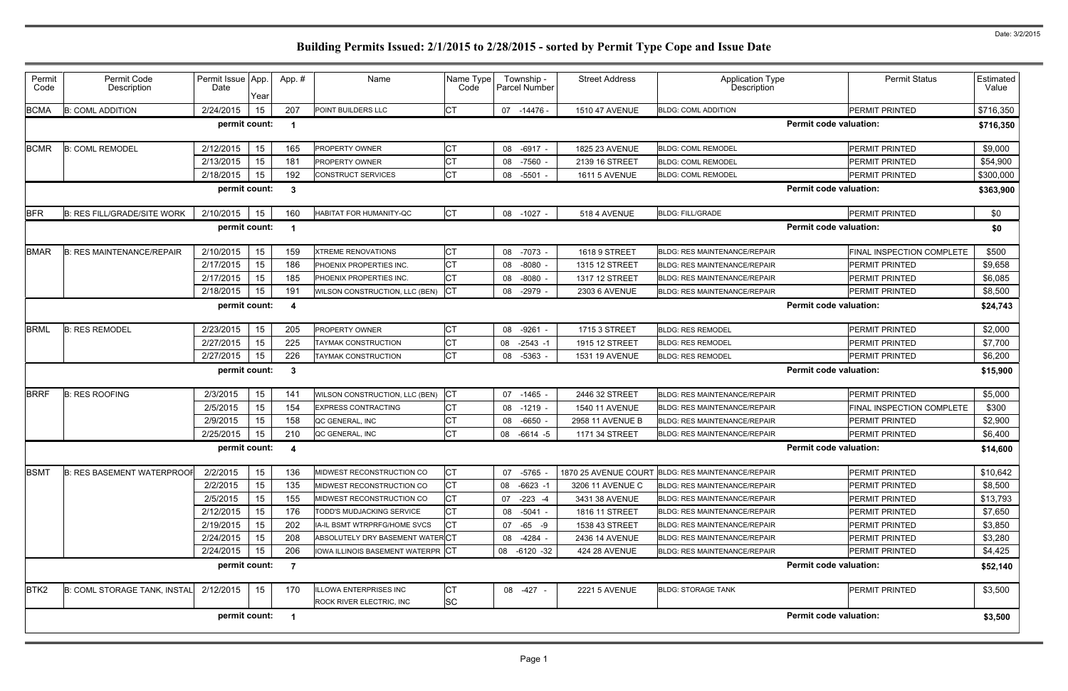Date: 3/2/2015

# Building Permits Issued: 2/1/2015 to 2/28/2015 - sorted by Permit Type Cope and Issue Date

| Permit Code | Permit Code Description | Permit Issue Date | App. Year | App. # | Name | Name Type Code | Township - Parcel Number | Street Address | Application Type Description | Permit Status | Estimated Value |
|---|---|---|---|---|---|---|---|---|---|---|---|
| BCMA | B: COML ADDITION | 2/24/2015 | 15 | 207 | POINT BUILDERS LLC | CT | 07 -14476 - | 1510 47 AVENUE | BLDG: COML ADDITION | PERMIT PRINTED | $716,350 |
| | | permit count: | | 1 | | | | | | Permit code valuation: | $716,350 |
| BCMR | B: COML REMODEL | 2/12/2015 | 15 | 165 | PROPERTY OWNER | CT | 08 -6917 - | 1825 23 AVENUE | BLDG: COML REMODEL | PERMIT PRINTED | $9,000 |
| | | 2/13/2015 | 15 | 181 | PROPERTY OWNER | CT | 08 -7560 - | 2139 16 STREET | BLDG: COML REMODEL | PERMIT PRINTED | $54,900 |
| | | 2/18/2015 | 15 | 192 | CONSTRUCT SERVICES | CT | 08 -5501 - | 1611 5 AVENUE | BLDG: COML REMODEL | PERMIT PRINTED | $300,000 |
| | | permit count: | | 3 | | | | | | Permit code valuation: | $363,900 |
| BFR | B: RES FILL/GRADE/SITE WORK | 2/10/2015 | 15 | 160 | HABITAT FOR HUMANITY-QC | CT | 08 -1027 - | 518 4 AVENUE | BLDG: FILL/GRADE | PERMIT PRINTED | $0 |
| | | permit count: | | 1 | | | | | | Permit code valuation: | $0 |
| BMAR | B: RES MAINTENANCE/REPAIR | 2/10/2015 | 15 | 159 | XTREME RENOVATIONS | CT | 08 -7073 - | 1618 9 STREET | BLDG: RES MAINTENANCE/REPAIR | FINAL INSPECTION COMPLETE | $500 |
| | | 2/17/2015 | 15 | 186 | PHOENIX PROPERTIES INC. | CT | 08 -8080 - | 1315 12 STREET | BLDG: RES MAINTENANCE/REPAIR | PERMIT PRINTED | $9,658 |
| | | 2/17/2015 | 15 | 185 | PHOENIX PROPERTIES INC. | CT | 08 -8080 - | 1317 12 STREET | BLDG: RES MAINTENANCE/REPAIR | PERMIT PRINTED | $6,085 |
| | | 2/18/2015 | 15 | 191 | WILSON CONSTRUCTION, LLC (BEN) | CT | 08 -2979 - | 2303 6 AVENUE | BLDG: RES MAINTENANCE/REPAIR | PERMIT PRINTED | $8,500 |
| | | permit count: | | 4 | | | | | | Permit code valuation: | $24,743 |
| BRML | B: RES REMODEL | 2/23/2015 | 15 | 205 | PROPERTY OWNER | CT | 08 -9261 - | 1715 3 STREET | BLDG: RES REMODEL | PERMIT PRINTED | $2,000 |
| | | 2/27/2015 | 15 | 225 | TAYMAK CONSTRUCTION | CT | 08 -2543 -1 | 1915 12 STREET | BLDG: RES REMODEL | PERMIT PRINTED | $7,700 |
| | | 2/27/2015 | 15 | 226 | TAYMAK CONSTRUCTION | CT | 08 -5363 - | 1531 19 AVENUE | BLDG: RES REMODEL | PERMIT PRINTED | $6,200 |
| | | permit count: | | 3 | | | | | | Permit code valuation: | $15,900 |
| BRRF | B: RES ROOFING | 2/3/2015 | 15 | 141 | WILSON CONSTRUCTION, LLC (BEN) | CT | 07 -1465 - | 2446 32 STREET | BLDG: RES MAINTENANCE/REPAIR | PERMIT PRINTED | $5,000 |
| | | 2/5/2015 | 15 | 154 | EXPRESS CONTRACTING | CT | 08 -1219 - | 1540 11 AVENUE | BLDG: RES MAINTENANCE/REPAIR | FINAL INSPECTION COMPLETE | $300 |
| | | 2/9/2015 | 15 | 158 | QC GENERAL, INC | CT | 08 -6650 - | 2958 11 AVENUE B | BLDG: RES MAINTENANCE/REPAIR | PERMIT PRINTED | $2,900 |
| | | 2/25/2015 | 15 | 210 | QC GENERAL, INC | CT | 08 -6614 -5 | 1171 34 STREET | BLDG: RES MAINTENANCE/REPAIR | PERMIT PRINTED | $6,400 |
| | | permit count: | | 4 | | | | | | Permit code valuation: | $14,600 |
| BSMT | B: RES BASEMENT WATERPROOF | 2/2/2015 | 15 | 136 | MIDWEST RECONSTRUCTION CO | CT | 07 -5765 - | 1870 25 AVENUE COURT | BLDG: RES MAINTENANCE/REPAIR | PERMIT PRINTED | $10,642 |
| | | 2/2/2015 | 15 | 135 | MIDWEST RECONSTRUCTION CO | CT | 08 -6623 -1 | 3206 11 AVENUE C | BLDG: RES MAINTENANCE/REPAIR | PERMIT PRINTED | $8,500 |
| | | 2/5/2015 | 15 | 155 | MIDWEST RECONSTRUCTION CO | CT | 07 -223 -4 | 3431 38 AVENUE | BLDG: RES MAINTENANCE/REPAIR | PERMIT PRINTED | $13,793 |
| | | 2/12/2015 | 15 | 176 | TODD'S MUDJACKING SERVICE | CT | 08 -5041 - | 1816 11 STREET | BLDG: RES MAINTENANCE/REPAIR | PERMIT PRINTED | $7,650 |
| | | 2/19/2015 | 15 | 202 | IA-IL BSMT WTRPRFG/HOME SVCS | CT | 07 -65 -9 | 1538 43 STREET | BLDG: RES MAINTENANCE/REPAIR | PERMIT PRINTED | $3,850 |
| | | 2/24/2015 | 15 | 208 | ABSOLUTELY DRY BASEMENT WATER | CT | 08 -4284 - | 2436 14 AVENUE | BLDG: RES MAINTENANCE/REPAIR | PERMIT PRINTED | $3,280 |
| | | 2/24/2015 | 15 | 206 | IOWA ILLINOIS BASEMENT WATERPR | CT | 08 -6120 -32 | 424 28 AVENUE | BLDG: RES MAINTENANCE/REPAIR | PERMIT PRINTED | $4,425 |
| | | permit count: | | 7 | | | | | | Permit code valuation: | $52,140 |
| BTK2 | B: COML STORAGE TANK, INSTAL | 2/12/2015 | 15 | 170 | ILLOWA ENTERPRISES INC<br>ROCK RIVER ELECTRIC, INC | CT<br>SC | 08 -427 - | 2221 5 AVENUE | BLDG: STORAGE TANK | PERMIT PRINTED | $3,500 |
| | | permit count: | | 1 | | | | | | Permit code valuation: | $3,500 |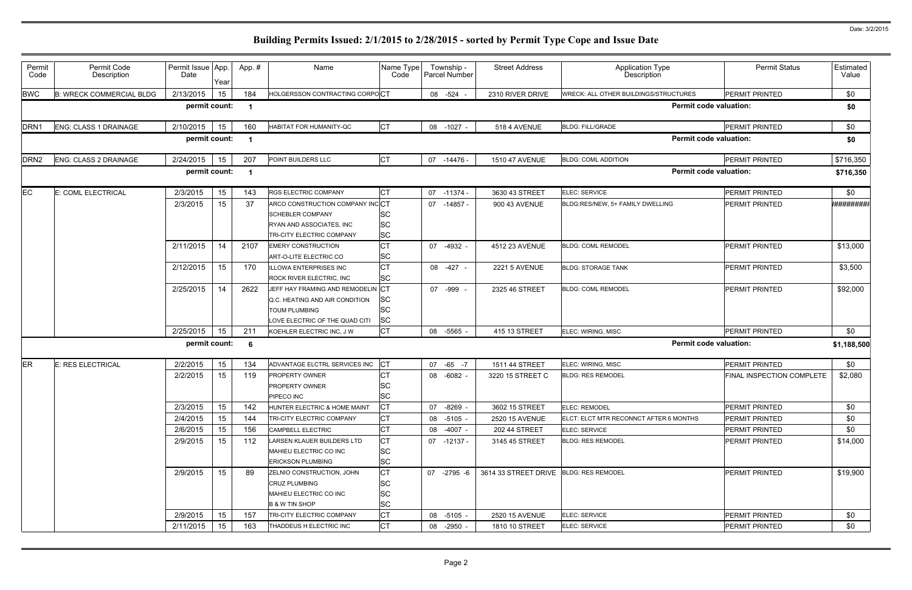# Building Permits Issued: 2/1/2015 to 2/28/2015 - sorted by Permit Type Cope and Issue Date

Date: 3/2/2015

| Permit Code | Permit Code Description | Permit Issue Date | App. Year | App. # | Name | Name Type Code | Township - Parcel Number | Street Address | Application Type Description | Permit Status | Estimated Value |
|---|---|---|---|---|---|---|---|---|---|---|---|
| BWC | B: WRECK COMMERCIAL BLDG | 2/13/2015 | 15 | 184 | HOLGERSSON CONTRACTING CORPO | CT | 08 -524 - | 2310 RIVER DRIVE | WRECK: ALL OTHER BUILDINGS/STRUCTURES | PERMIT PRINTED | $0 |
| | | permit count: | | 1 | | | | | Permit code valuation: | | $0 |
| DRN1 | ENG: CLASS 1 DRAINAGE | 2/10/2015 | 15 | 160 | HABITAT FOR HUMANITY-QC | CT | 08 -1027 - | 518 4 AVENUE | BLDG: FILL/GRADE | PERMIT PRINTED | $0 |
| | | permit count: | | 1 | | | | | Permit code valuation: | | $0 |
| DRN2 | ENG: CLASS 2 DRAINAGE | 2/24/2015 | 15 | 207 | POINT BUILDERS LLC | CT | 07 -14476 - | 1510 47 AVENUE | BLDG: COML ADDITION | PERMIT PRINTED | $716,350 |
| | | permit count: | | 1 | | | | | Permit code valuation: | | $716,350 |
| EC | E: COML ELECTRICAL | 2/3/2015 | 15 | 143 | RGS ELECTRIC COMPANY | CT | 07 -11374 - | 3630 43 STREET | ELEC: SERVICE | PERMIT PRINTED | $0 |
| | | 2/3/2015 | 15 | 37 | ARCO CONSTRUCTION COMPANY INC | CT | 07 -14857 - | 900 43 AVENUE | BLDG:RES/NEW, 5+ FAMILY DWELLING | PERMIT PRINTED | ######### |
| | | | | | SCHEBLER COMPANY | SC | | | | | |
| | | | | | RYAN AND ASSOCIATES, INC | SC | | | | | |
| | | | | | TRI-CITY ELECTRIC COMPANY | SC | | | | | |
| | | 2/11/2015 | 14 | 2107 | EMERY CONSTRUCTION | CT | 07 -4932 - | 4512 23 AVENUE | BLDG: COML REMODEL | PERMIT PRINTED | $13,000 |
| | | | | | ART-O-LITE ELECTRIC CO | SC | | | | | |
| | | 2/12/2015 | 15 | 170 | ILLOWA ENTERPRISES INC | CT | 08 -427 - | 2221 5 AVENUE | BLDG: STORAGE TANK | PERMIT PRINTED | $3,500 |
| | | | | | ROCK RIVER ELECTRIC, INC | SC | | | | | |
| | | 2/25/2015 | 14 | 2622 | JEFF HAY FRAMING AND REMODELIN | CT | 07 -999 - | 2325 46 STREET | BLDG: COML REMODEL | PERMIT PRINTED | $92,000 |
| | | | | | Q.C. HEATING AND AIR CONDITION | SC | | | | | |
| | | | | | TOUM PLUMBING | SC | | | | | |
| | | | | | LOVE ELECTRIC OF THE QUAD CITI | SC | | | | | |
| | | 2/25/2015 | 15 | 211 | KOEHLER ELECTRIC INC, J W | CT | 08 -5565 - | 415 13 STREET | ELEC: WIRING, MISC | PERMIT PRINTED | $0 |
| | | permit count: | | 6 | | | | | Permit code valuation: | | $1,188,500 |
| ER | E: RES ELECTRICAL | 2/2/2015 | 15 | 134 | ADVANTAGE ELCTRL SERVICES INC | CT | 07 -65 -7 | 1511 44 STREET | ELEC: WIRING, MISC | PERMIT PRINTED | $0 |
| | | 2/2/2015 | 15 | 119 | PROPERTY OWNER | CT | 08 -6082 - | 3220 15 STREET C | BLDG: RES REMODEL | FINAL INSPECTION COMPLETE | $2,080 |
| | | | | | PROPERTY OWNER | SC | | | | | |
| | | | | | PIPECO INC | SC | | | | | |
| | | 2/3/2015 | 15 | 142 | HUNTER ELECTRIC & HOME MAINT | CT | 07 -8269 - | 3602 15 STREET | ELEC: REMODEL | PERMIT PRINTED | $0 |
| | | 2/4/2015 | 15 | 144 | TRI-CITY ELECTRIC COMPANY | CT | 08 -5105 - | 2520 15 AVENUE | ELCT: ELCT MTR RECONNCT AFTER 6 MONTHS | PERMIT PRINTED | $0 |
| | | 2/6/2015 | 15 | 156 | CAMPBELL ELECTRIC | CT | 08 -4007 - | 202 44 STREET | ELEC: SERVICE | PERMIT PRINTED | $0 |
| | | 2/9/2015 | 15 | 112 | LARSEN KLAUER BUILDERS LTD | CT | 07 -12137 - | 3145 45 STREET | BLDG: RES REMODEL | PERMIT PRINTED | $14,000 |
| | | | | | MAHIEU ELECTRIC CO INC | SC | | | | | |
| | | | | | ERICKSON PLUMBING | SC | | | | | |
| | | 2/9/2015 | 15 | 89 | ZELNIO CONSTRUCTION, JOHN | CT | 07 -2795 -6 | 3614 33 STREET DRIVE | BLDG: RES REMODEL | PERMIT PRINTED | $19,900 |
| | | | | | CRUZ PLUMBING | SC | | | | | |
| | | | | | MAHIEU ELECTRIC CO INC | SC | | | | | |
| | | | | | B & W TIN SHOP | SC | | | | | |
| | | 2/9/2015 | 15 | 157 | TRI-CITY ELECTRIC COMPANY | CT | 08 -5105 - | 2520 15 AVENUE | ELEC: SERVICE | PERMIT PRINTED | $0 |
| | | 2/11/2015 | 15 | 163 | THADDEUS H ELECTRIC INC | CT | 08 -2950 - | 1810 10 STREET | ELEC: SERVICE | PERMIT PRINTED | $0 |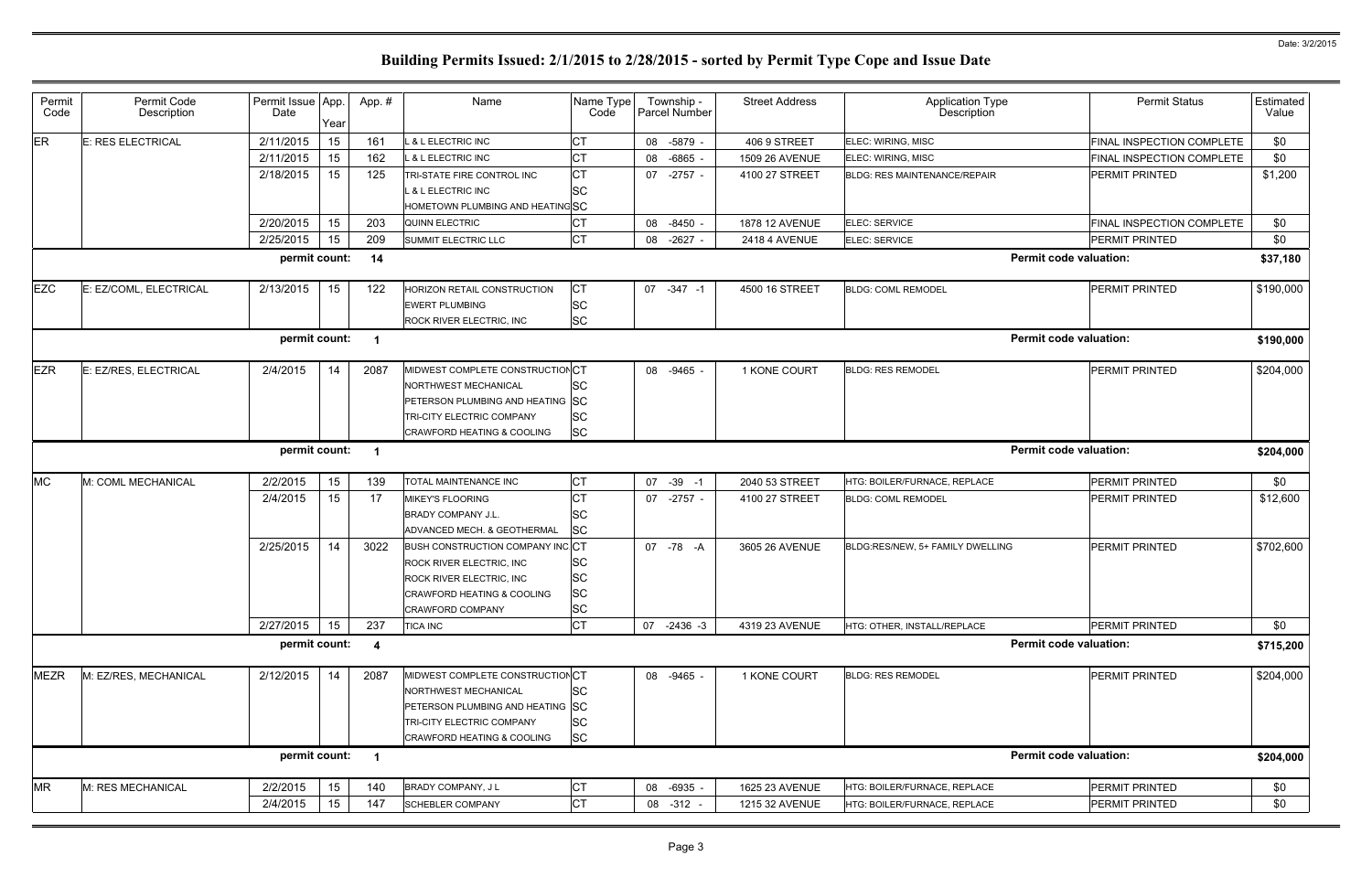# Building Permits Issued: 2/1/2015 to 2/28/2015 - sorted by Permit Type Cope and Issue Date

| Permit Code | Permit Code Description | Permit Issue Date | App. Year | App. # | Name | Name Type Code | Township - Parcel Number | Street Address | Application Type Description | Permit Status | Estimated Value |
|---|---|---|---|---|---|---|---|---|---|---|---|
| ER | E: RES ELECTRICAL | 2/11/2015 | 15 | 161 | L & L ELECTRIC INC | CT | 08 -5879 - | 406 9 STREET | ELEC: WIRING, MISC | FINAL INSPECTION COMPLETE | $0 |
| | | 2/11/2015 | 15 | 162 | L & L ELECTRIC INC | CT | 08 -6865 - | 1509 26 AVENUE | ELEC: WIRING, MISC | FINAL INSPECTION COMPLETE | $0 |
| | | 2/18/2015 | 15 | 125 | TRI-STATE FIRE CONTROL INC | CT | 07 -2757 - | 4100 27 STREET | BLDG: RES MAINTENANCE/REPAIR | PERMIT PRINTED | $1,200 |
| | | | | | L & L ELECTRIC INC | SC | | | | | |
| | | | | | HOMETOWN PLUMBING AND HEATING | SC | | | | | |
| | | 2/20/2015 | 15 | 203 | QUINN ELECTRIC | CT | 08 -8450 - | 1878 12 AVENUE | ELEC: SERVICE | FINAL INSPECTION COMPLETE | $0 |
| | | 2/25/2015 | 15 | 209 | SUMMIT ELECTRIC LLC | CT | 08 -2627 - | 2418 4 AVENUE | ELEC: SERVICE | PERMIT PRINTED | $0 |
| | | permit count: | | 14 | | | | | Permit code valuation: | | $37,180 |
| EZC | E: EZ/COML, ELECTRICAL | 2/13/2015 | 15 | 122 | HORIZON RETAIL CONSTRUCTION | CT | 07 -347 -1 | 4500 16 STREET | BLDG: COML REMODEL | PERMIT PRINTED | $190,000 |
| | | | | | EWERT PLUMBING | SC | | | | | |
| | | | | | ROCK RIVER ELECTRIC, INC | SC | | | | | |
| | | permit count: | | 1 | | | | | Permit code valuation: | | $190,000 |
| EZR | E: EZ/RES, ELECTRICAL | 2/4/2015 | 14 | 2087 | MIDWEST COMPLETE CONSTRUCTION | CT | 08 -9465 - | 1 KONE COURT | BLDG: RES REMODEL | PERMIT PRINTED | $204,000 |
| | | | | | NORTHWEST MECHANICAL | SC | | | | | |
| | | | | | PETERSON PLUMBING AND HEATING | SC | | | | | |
| | | | | | TRI-CITY ELECTRIC COMPANY | SC | | | | | |
| | | | | | CRAWFORD HEATING & COOLING | SC | | | | | |
| | | permit count: | | 1 | | | | | Permit code valuation: | | $204,000 |
| MC | M: COML MECHANICAL | 2/2/2015 | 15 | 139 | TOTAL MAINTENANCE INC | CT | 07 -39 -1 | 2040 53 STREET | HTG: BOILER/FURNACE, REPLACE | PERMIT PRINTED | $0 |
| | | 2/4/2015 | 15 | 17 | MIKEY'S FLOORING | CT | 07 -2757 - | 4100 27 STREET | BLDG: COML REMODEL | PERMIT PRINTED | $12,600 |
| | | | | | BRADY COMPANY J.L. | SC | | | | | |
| | | | | | ADVANCED MECH. & GEOTHERMAL | SC | | | | | |
| | | 2/25/2015 | 14 | 3022 | BUSH CONSTRUCTION COMPANY INC | CT | 07 -78 -A | 3605 26 AVENUE | BLDG:RES/NEW, 5+ FAMILY DWELLING | PERMIT PRINTED | $702,600 |
| | | | | | ROCK RIVER ELECTRIC, INC | SC | | | | | |
| | | | | | ROCK RIVER ELECTRIC, INC | SC | | | | | |
| | | | | | CRAWFORD HEATING & COOLING | SC | | | | | |
| | | | | | CRAWFORD COMPANY | SC | | | | | |
| | | 2/27/2015 | 15 | 237 | TICA INC | CT | 07 -2436 -3 | 4319 23 AVENUE | HTG: OTHER, INSTALL/REPLACE | PERMIT PRINTED | $0 |
| | | permit count: | | 4 | | | | | Permit code valuation: | | $715,200 |
| MEZR | M: EZ/RES, MECHANICAL | 2/12/2015 | 14 | 2087 | MIDWEST COMPLETE CONSTRUCTION | CT | 08 -9465 - | 1 KONE COURT | BLDG: RES REMODEL | PERMIT PRINTED | $204,000 |
| | | | | | NORTHWEST MECHANICAL | SC | | | | | |
| | | | | | PETERSON PLUMBING AND HEATING | SC | | | | | |
| | | | | | TRI-CITY ELECTRIC COMPANY | SC | | | | | |
| | | | | | CRAWFORD HEATING & COOLING | SC | | | | | |
| | | permit count: | | 1 | | | | | Permit code valuation: | | $204,000 |
| MR | M: RES MECHANICAL | 2/2/2015 | 15 | 140 | BRADY COMPANY, J L | CT | 08 -6935 - | 1625 23 AVENUE | HTG: BOILER/FURNACE, REPLACE | PERMIT PRINTED | $0 |
| | | 2/4/2015 | 15 | 147 | SCHEBLER COMPANY | CT | 08 -312 - | 1215 32 AVENUE | HTG: BOILER/FURNACE, REPLACE | PERMIT PRINTED | $0 |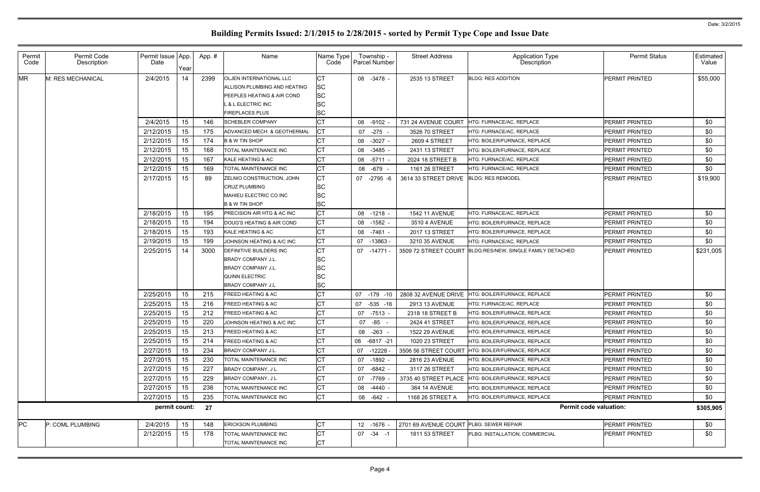# Building Permits Issued: 2/1/2015 to 2/28/2015 - sorted by Permit Type Cope and Issue Date

| Permit Code | Permit Code Description | Permit Issue Date | App. Year | App. # | Name | Name Type Code | Township - Parcel Number | Street Address | Application Type Description | Permit Status | Estimated Value |
|---|---|---|---|---|---|---|---|---|---|---|---|
| MR | M: RES MECHANICAL | 2/4/2015 | 14 | 2399 | OLJEN INTERNATIONAL LLC | CT | 08 -3478 - | 2535 13 STREET | BLDG: RES ADDITION | PERMIT PRINTED | $55,000 |
| | | | | | ALLISON PLUMBING AND HEATING | SC | | | | | |
| | | | | | PEEPLES HEATING & AIR COND | SC | | | | | |
| | | | | | L & L ELECTRIC INC | SC | | | | | |
| | | | | | FIREPLACES PLUS | SC | | | | | |
| | | 2/4/2015 | 15 | 146 | SCHEBLER COMPANY | CT | 08 -9102 - | 731 24 AVENUE COURT | HTG: FURNACE/AC, REPLACE | PERMIT PRINTED | $0 |
| | | 2/12/2015 | 15 | 175 | ADVANCED MECH. & GEOTHERMAL | CT | 07 -275 - | 3526 70 STREET | HTG: FURNACE/AC, REPLACE | PERMIT PRINTED | $0 |
| | | 2/12/2015 | 15 | 174 | B & W TIN SHOP | CT | 08 -3027 - | 2609 4 STREET | HTG: BOILER/FURNACE, REPLACE | PERMIT PRINTED | $0 |
| | | 2/12/2015 | 15 | 168 | TOTAL MAINTENANCE INC | CT | 08 -3485 - | 2431 13 STREET | HTG: BOILER/FURNACE, REPLACE | PERMIT PRINTED | $0 |
| | | 2/12/2015 | 15 | 167 | KALE HEATING & AC | CT | 08 -5711 - | 2024 18 STREET B | HTG: FURNACE/AC, REPLACE | PERMIT PRINTED | $0 |
| | | 2/12/2015 | 15 | 169 | TOTAL MAINTENANCE INC | CT | 08 -679 - | 1161 26 STREET | HTG: FURNACE/AC, REPLACE | PERMIT PRINTED | $0 |
| | | 2/17/2015 | 15 | 89 | ZELNIO CONSTRUCTION, JOHN | CT | 07 -2795 -6 | 3614 33 STREET DRIVE | BLDG: RES REMODEL | PERMIT PRINTED | $19,900 |
| | | | | | CRUZ PLUMBING | SC | | | | | |
| | | | | | MAHIEU ELECTRIC CO INC | SC | | | | | |
| | | | | | B & W TIN SHOP | SC | | | | | |
| | | 2/18/2015 | 15 | 195 | PRECISION AIR HTG & AC INC | CT | 08 -1218 - | 1542 11 AVENUE | HTG: FURNACE/AC, REPLACE | PERMIT PRINTED | $0 |
| | | 2/18/2015 | 15 | 194 | DOUG'S HEATING & AIR COND | CT | 08 -1582 - | 3510 4 AVENUE | HTG: BOILER/FURNACE, REPLACE | PERMIT PRINTED | $0 |
| | | 2/18/2015 | 15 | 193 | KALE HEATING & AC | CT | 08 -7461 - | 2017 13 STREET | HTG: BOILER/FURNACE, REPLACE | PERMIT PRINTED | $0 |
| | | 2/19/2015 | 15 | 199 | JOHNSON HEATING & A/C INC | CT | 07 -13863 - | 3210 35 AVENUE | HTG: FURNACE/AC, REPLACE | PERMIT PRINTED | $0 |
| | | 2/25/2015 | 14 | 3000 | DEFINITIVE BUILDERS INC | CT | 07 -14771 - | 3509 72 STREET COURT | BLDG:RES/NEW, SINGLE FAMILY DETACHED | PERMIT PRINTED | $231,005 |
| | | | | | BRADY COMPANY J.L. | SC | | | | | |
| | | | | | BRADY COMPANY J.L. | SC | | | | | |
| | | | | | QUINN ELECTRIC | SC | | | | | |
| | | | | | BRADY COMPANY J.L. | SC | | | | | |
| | | 2/25/2015 | 15 | 215 | FREED HEATING & AC | CT | 07 -179 -10 | 2808 32 AVENUE DRIVE | HTG: BOILER/FURNACE, REPLACE | PERMIT PRINTED | $0 |
| | | 2/25/2015 | 15 | 216 | FREED HEATING & AC | CT | 07 -535 -16 | 2913 13 AVENUE | HTG: FURNACE/AC, REPLACE | PERMIT PRINTED | $0 |
| | | 2/25/2015 | 15 | 212 | FREED HEATING & AC | CT | 07 -7513 - | 2318 18 STREET B | HTG: BOILER/FURNACE, REPLACE | PERMIT PRINTED | $0 |
| | | 2/25/2015 | 15 | 220 | JOHNSON HEATING & A/C INC | CT | 07 -85 - | 2424 41 STREET | HTG: BOILER/FURNACE, REPLACE | PERMIT PRINTED | $0 |
| | | 2/25/2015 | 15 | 213 | FREED HEATING & AC | CT | 08 -263 - | 1522 29 AVENUE | HTG: BOILER/FURNACE, REPLACE | PERMIT PRINTED | $0 |
| | | 2/25/2015 | 15 | 214 | FREED HEATING & AC | CT | 08 -6817 -21 | 1020 23 STREET | HTG: BOILER/FURNACE, REPLACE | PERMIT PRINTED | $0 |
| | | 2/27/2015 | 15 | 234 | BRADY COMPANY J.L. | CT | 07 -12228 - | 3506 56 STREET COURT | HTG: BOILER/FURNACE, REPLACE | PERMIT PRINTED | $0 |
| | | 2/27/2015 | 15 | 230 | TOTAL MAINTENANCE INC | CT | 07 -1892 - | 2816 23 AVENUE | HTG: BOILER/FURNACE, REPLACE | PERMIT PRINTED | $0 |
| | | 2/27/2015 | 15 | 227 | BRADY COMPANY, J L | CT | 07 -6842 - | 3117 26 STREET | HTG: BOILER/FURNACE, REPLACE | PERMIT PRINTED | $0 |
| | | 2/27/2015 | 15 | 229 | BRADY COMPANY, J L | CT | 07 -7769 - | 3735 40 STREET PLACE | HTG: BOILER/FURNACE, REPLACE | PERMIT PRINTED | $0 |
| | | 2/27/2015 | 15 | 236 | TOTAL MAINTENANCE INC | CT | 08 -4440 - | 364 14 AVENUE | HTG: BOILER/FURNACE, REPLACE | PERMIT PRINTED | $0 |
| | | 2/27/2015 | 15 | 235 | TOTAL MAINTENANCE INC | CT | 08 -642 - | 1168 26 STREET A | HTG: BOILER/FURNACE, REPLACE | PERMIT PRINTED | $0 |
| | | permit count: | | 27 | | | | | Permit code valuation: | | $305,905 |
| PC | P: COML PLUMBING | 2/4/2015 | 15 | 148 | ERICKSON PLUMBING | CT | 12 -1676 - | 2701 69 AVENUE COURT | PLBG: SEWER REPAIR | PERMIT PRINTED | $0 |
| | | 2/12/2015 | 15 | 178 | TOTAL MAINTENANCE INC | CT | 07 -34 -1 | 1811 53 STREET | PLBG: INSTALLATION, COMMERCIAL | PERMIT PRINTED | $0 |
| | | | | | TOTAL MAINTENANCE INC | CT | | | | | |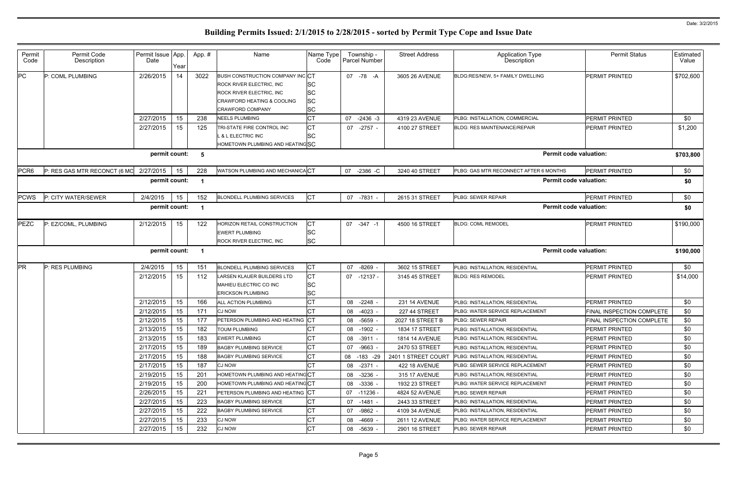# Building Permits Issued: 2/1/2015 to 2/28/2015 - sorted by Permit Type Cope and Issue Date

Date: 3/2/2015

| Permit Code | Permit Code Description | Permit Issue Date | App. Year | App. # | Name | Name Type Code | Township - Parcel Number | Street Address | Application Type Description | Permit Status | Estimated Value |
|---|---|---|---|---|---|---|---|---|---|---|---|
| PC | P: COML PLUMBING | 2/26/2015 | 14 | 3022 | BUSH CONSTRUCTION COMPANY INC | CT | 07 -78 -A | 3605 26 AVENUE | BLDG:RES/NEW, 5+ FAMILY DWELLING | PERMIT PRINTED | $702,600 |
| | | | | | ROCK RIVER ELECTRIC, INC | SC | | | | | |
| | | | | | ROCK RIVER ELECTRIC, INC | SC | | | | | |
| | | | | | CRAWFORD HEATING & COOLING | SC | | | | | |
| | | | | | CRAWFORD COMPANY | SC | | | | | |
| | | 2/27/2015 | 15 | 238 | NEELS PLUMBING | CT | 07 -2436 -3 | 4319 23 AVENUE | PLBG: INSTALLATION, COMMERCIAL | PERMIT PRINTED | $0 |
| | | 2/27/2015 | 15 | 125 | TRI-STATE FIRE CONTROL INC | CT | 07 -2757 - | 4100 27 STREET | BLDG: RES MAINTENANCE/REPAIR | PERMIT PRINTED | $1,200 |
| | | | | | L & L ELECTRIC INC | SC | | | | | |
| | | | | | HOMETOWN PLUMBING AND HEATING | SC | | | | | |
| | | permit count: | | 5 | | | | | Permit code valuation: | | $703,800 |
| PCR6 | P: RES GAS MTR RECONCT (6 MO | 2/27/2015 | 15 | 228 | WATSON PLUMBING AND MECHANICA | CT | 07 -2386 -C | 3240 40 STREET | PLBG: GAS MTR RECONNECT AFTER 6 MONTHS | PERMIT PRINTED | $0 |
| | | permit count: | | 1 | | | | | Permit code valuation: | | $0 |
| PCWS | P: CITY WATER/SEWER | 2/4/2015 | 15 | 152 | BLONDELL PLUMBING SERVICES | CT | 07 -7831 - | 2615 31 STREET | PLBG: SEWER REPAIR | PERMIT PRINTED | $0 |
| | | permit count: | | 1 | | | | | Permit code valuation: | | $0 |
| PEZC | P: EZ/COML, PLUMBING | 2/12/2015 | 15 | 122 | HORIZON RETAIL CONSTRUCTION | CT | 07 -347 -1 | 4500 16 STREET | BLDG: COML REMODEL | PERMIT PRINTED | $190,000 |
| | | | | | EWERT PLUMBING | SC | | | | | |
| | | | | | ROCK RIVER ELECTRIC, INC | SC | | | | | |
| | | permit count: | | 1 | | | | | Permit code valuation: | | $190,000 |
| PR | P: RES PLUMBING | 2/4/2015 | 15 | 151 | BLONDELL PLUMBING SERVICES | CT | 07 -8269 - | 3602 15 STREET | PLBG: INSTALLATION, RESIDENTIAL | PERMIT PRINTED | $0 |
| | | 2/12/2015 | 15 | 112 | LARSEN KLAUER BUILDERS LTD | CT | 07 -12137 - | 3145 45 STREET | BLDG: RES REMODEL | PERMIT PRINTED | $14,000 |
| | | | | | MAHIEU ELECTRIC CO INC | SC | | | | | |
| | | | | | ERICKSON PLUMBING | SC | | | | | |
| | | 2/12/2015 | 15 | 166 | ALL ACTION PLUMBING | CT | 08 -2248 - | 231 14 AVENUE | PLBG: INSTALLATION, RESIDENTIAL | PERMIT PRINTED | $0 |
| | | 2/12/2015 | 15 | 171 | CJ NOW | CT | 08 -4023 - | 227 44 STREET | PLBG: WATER SERVICE REPLACEMENT | FINAL INSPECTION COMPLETE | $0 |
| | | 2/12/2015 | 15 | 177 | PETERSON PLUMBING AND HEATING | CT | 08 -5659 - | 2027 18 STREET B | PLBG: SEWER REPAIR | FINAL INSPECTION COMPLETE | $0 |
| | | 2/13/2015 | 15 | 182 | TOUM PLUMBING | CT | 08 -1902 - | 1834 17 STREET | PLBG: INSTALLATION, RESIDENTIAL | PERMIT PRINTED | $0 |
| | | 2/13/2015 | 15 | 183 | EWERT PLUMBING | CT | 08 -3911 - | 1814 14 AVENUE | PLBG: INSTALLATION, RESIDENTIAL | PERMIT PRINTED | $0 |
| | | 2/17/2015 | 15 | 189 | BAGBY PLUMBING SERVICE | CT | 07 -9663 - | 2470 53 STREET | PLBG: INSTALLATION, RESIDENTIAL | PERMIT PRINTED | $0 |
| | | 2/17/2015 | 15 | 188 | BAGBY PLUMBING SERVICE | CT | 08 -183 -29 | 2401 1 STREET COURT | PLBG: INSTALLATION, RESIDENTIAL | PERMIT PRINTED | $0 |
| | | 2/17/2015 | 15 | 187 | CJ NOW | CT | 08 -2371 - | 422 18 AVENUE | PLBG: SEWER SERVICE REPLACEMENT | PERMIT PRINTED | $0 |
| | | 2/19/2015 | 15 | 201 | HOMETOWN PLUMBING AND HEATING | CT | 08 -3236 - | 315 17 AVENUE | PLBG: INSTALLATION, RESIDENTIAL | PERMIT PRINTED | $0 |
| | | 2/19/2015 | 15 | 200 | HOMETOWN PLUMBING AND HEATING | CT | 08 -3336 - | 1932 23 STREET | PLBG: WATER SERVICE REPLACEMENT | PERMIT PRINTED | $0 |
| | | 2/26/2015 | 15 | 221 | PETERSON PLUMBING AND HEATING | CT | 07 -11236 - | 4824 52 AVENUE | PLBG: SEWER REPAIR | PERMIT PRINTED | $0 |
| | | 2/27/2015 | 15 | 223 | BAGBY PLUMBING SERVICE | CT | 07 -1481 - | 2443 33 STREET | PLBG: INSTALLATION, RESIDENTIAL | PERMIT PRINTED | $0 |
| | | 2/27/2015 | 15 | 222 | BAGBY PLUMBING SERVICE | CT | 07 -9862 - | 4109 34 AVENUE | PLBG: INSTALLATION, RESIDENTIAL | PERMIT PRINTED | $0 |
| | | 2/27/2015 | 15 | 233 | CJ NOW | CT | 08 -4669 - | 2611 12 AVENUE | PLBG: WATER SERVICE REPLACEMENT | PERMIT PRINTED | $0 |
| | | 2/27/2015 | 15 | 232 | CJ NOW | CT | 08 -5639 - | 2901 16 STREET | PLBG: SEWER REPAIR | PERMIT PRINTED | $0 |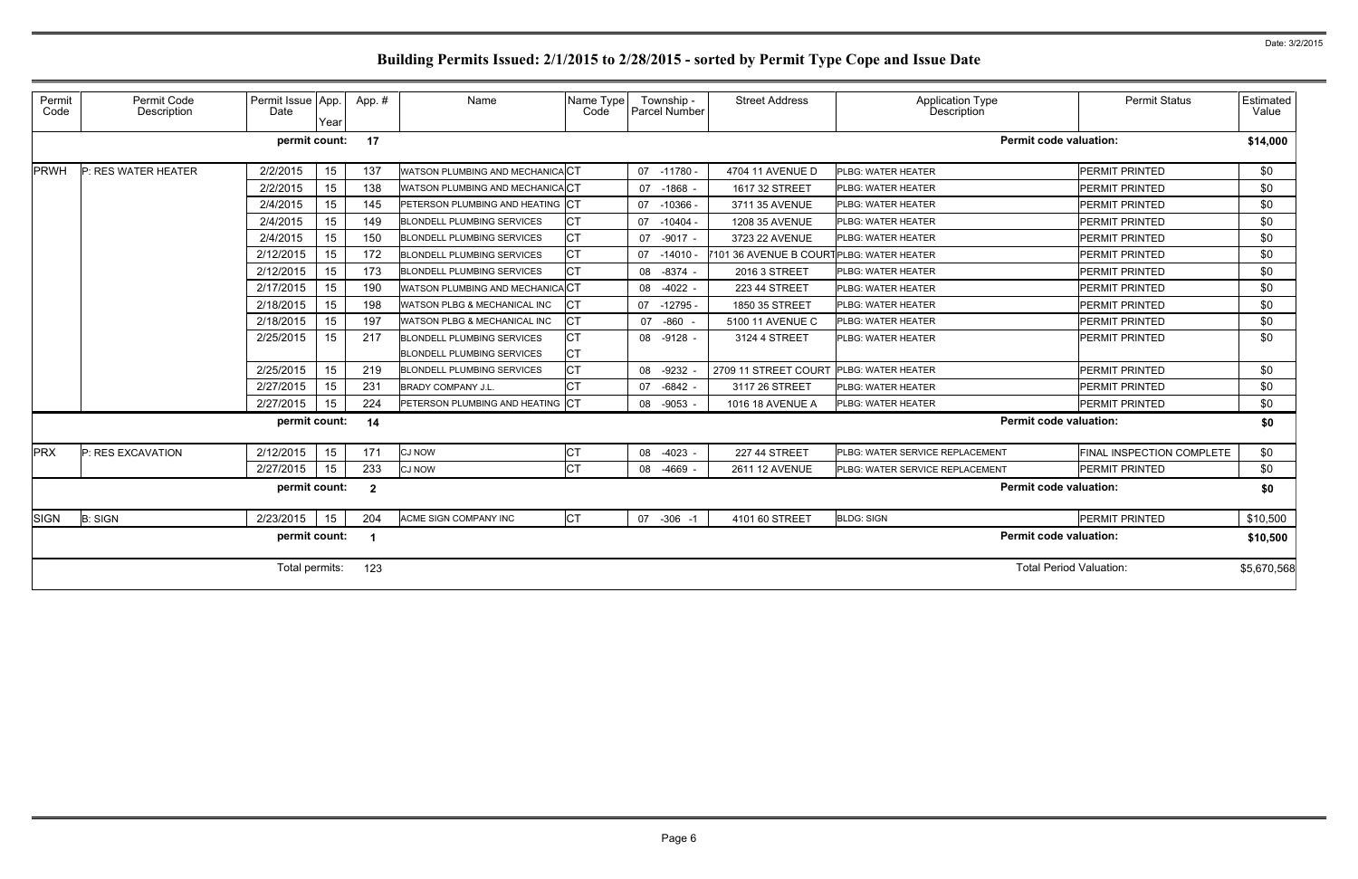# Building Permits Issued: 2/1/2015 to 2/28/2015 - sorted by Permit Type Cope and Issue Date

Date: 3/2/2015

| Permit Code | Permit Code Description | Permit Issue Date | App. Year | App. # | Name | Name Type Code | Township - Parcel Number | Street Address | Application Type Description | Permit Status | Estimated Value |
|---|---|---|---|---|---|---|---|---|---|---|---|
| | | permit count: | | 17 | | | | | Permit code valuation: | | $14,000 |
| PRWH | P: RES WATER HEATER | 2/2/2015 | 15 | 137 | WATSON PLUMBING AND MECHANICA | CT | 07 -11780 - | 4704 11 AVENUE D | PLBG: WATER HEATER | PERMIT PRINTED | $0 |
| | | 2/2/2015 | 15 | 138 | WATSON PLUMBING AND MECHANICA | CT | 07 -1868 - | 1617 32 STREET | PLBG: WATER HEATER | PERMIT PRINTED | $0 |
| | | 2/4/2015 | 15 | 145 | PETERSON PLUMBING AND HEATING | CT | 07 -10366 - | 3711 35 AVENUE | PLBG: WATER HEATER | PERMIT PRINTED | $0 |
| | | 2/4/2015 | 15 | 149 | BLONDELL PLUMBING SERVICES | CT | 07 -10404 - | 1208 35 AVENUE | PLBG: WATER HEATER | PERMIT PRINTED | $0 |
| | | 2/4/2015 | 15 | 150 | BLONDELL PLUMBING SERVICES | CT | 07 -9017 - | 3723 22 AVENUE | PLBG: WATER HEATER | PERMIT PRINTED | $0 |
| | | 2/12/2015 | 15 | 172 | BLONDELL PLUMBING SERVICES | CT | 07 -14010 - | 7101 36 AVENUE B COURT | PLBG: WATER HEATER | PERMIT PRINTED | $0 |
| | | 2/12/2015 | 15 | 173 | BLONDELL PLUMBING SERVICES | CT | 08 -8374 - | 2016 3 STREET | PLBG: WATER HEATER | PERMIT PRINTED | $0 |
| | | 2/17/2015 | 15 | 190 | WATSON PLUMBING AND MECHANICA | CT | 08 -4022 - | 223 44 STREET | PLBG: WATER HEATER | PERMIT PRINTED | $0 |
| | | 2/18/2015 | 15 | 198 | WATSON PLBG & MECHANICAL INC | CT | 07 -12795 - | 1850 35 STREET | PLBG: WATER HEATER | PERMIT PRINTED | $0 |
| | | 2/18/2015 | 15 | 197 | WATSON PLBG & MECHANICAL INC | CT | 07 -860 - | 5100 11 AVENUE C | PLBG: WATER HEATER | PERMIT PRINTED | $0 |
| | | 2/25/2015 | 15 | 217 | BLONDELL PLUMBING SERVICES<br>BLONDELL PLUMBING SERVICES | CT<br>CT | 08 -9128 - | 3124 4 STREET | PLBG: WATER HEATER | PERMIT PRINTED | $0 |
| | | 2/25/2015 | 15 | 219 | BLONDELL PLUMBING SERVICES | CT | 08 -9232 - | 2709 11 STREET COURT | PLBG: WATER HEATER | PERMIT PRINTED | $0 |
| | | 2/27/2015 | 15 | 231 | BRADY COMPANY J.L. | CT | 07 -6842 - | 3117 26 STREET | PLBG: WATER HEATER | PERMIT PRINTED | $0 |
| | | 2/27/2015 | 15 | 224 | PETERSON PLUMBING AND HEATING | CT | 08 -9053 - | 1016 18 AVENUE A | PLBG: WATER HEATER | PERMIT PRINTED | $0 |
| | | permit count: | | 14 | | | | | Permit code valuation: | | $0 |
| PRX | P: RES EXCAVATION | 2/12/2015 | 15 | 171 | CJ NOW | CT | 08 -4023 - | 227 44 STREET | PLBG: WATER SERVICE REPLACEMENT | FINAL INSPECTION COMPLETE | $0 |
| | | 2/27/2015 | 15 | 233 | CJ NOW | CT | 08 -4669 - | 2611 12 AVENUE | PLBG: WATER SERVICE REPLACEMENT | PERMIT PRINTED | $0 |
| | | permit count: | | 2 | | | | | Permit code valuation: | | $0 |
| SIGN | B: SIGN | 2/23/2015 | 15 | 204 | ACME SIGN COMPANY INC | CT | 07 -306 -1 | 4101 60 STREET | BLDG: SIGN | PERMIT PRINTED | $10,500 |
| | | permit count: | | 1 | | | | | Permit code valuation: | | $10,500 |
| | | Total permits: | | 123 | | | | | Total Period Valuation: | | $5,670,568 |